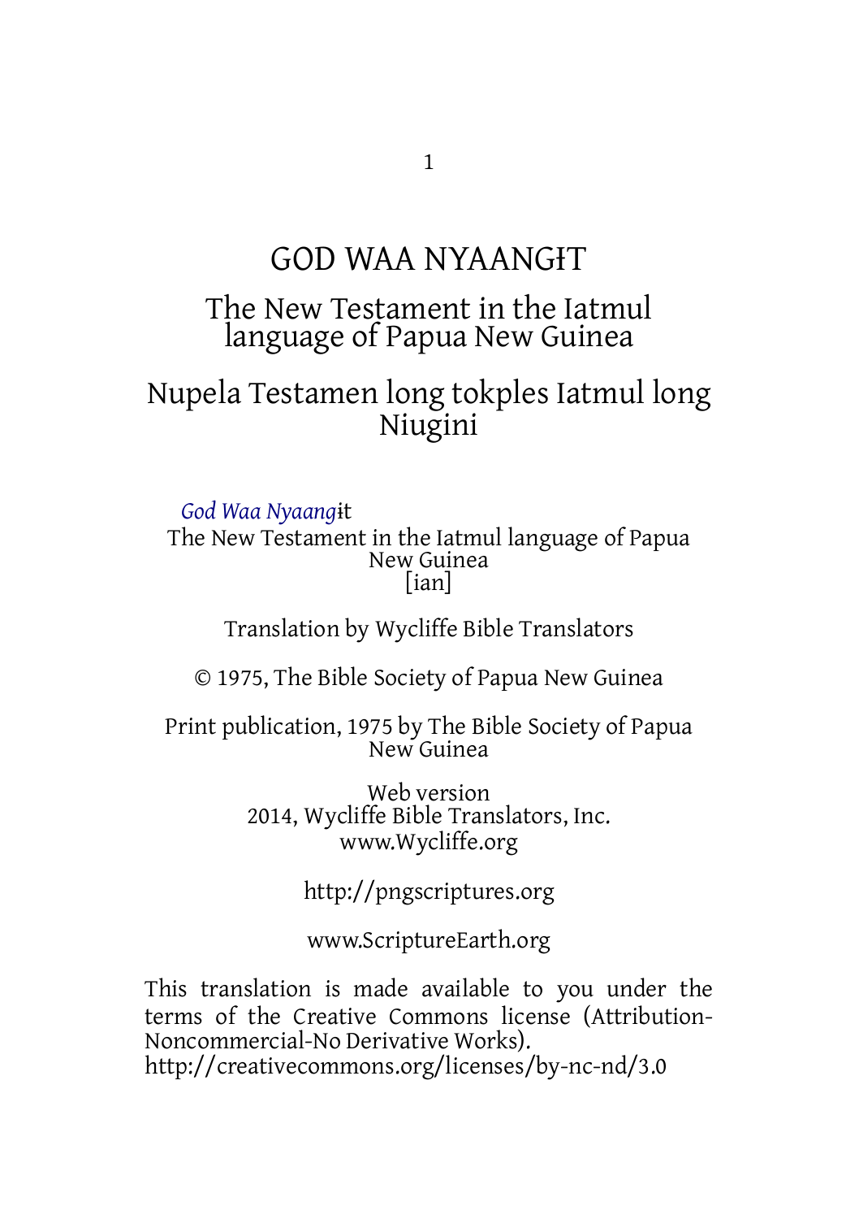# GOD WAA NYAANGꞮT

## The New Testament in the Iatmul language of Papua New Guinea

## Nupela Testamen long tokples Iatmul long Niugini

*God Waa Nyaang*ɨt
The New Testament in the Iatmul language of Papua New Guinea
[ian]

Translation by Wycliffe Bible Translators

© 1975, The Bible Society of Papua New Guinea

Print publication, 1975 by The Bible Society of Papua New Guinea

Web version
2014, Wycliffe Bible Translators, Inc.
www.Wycliffe.org

http://pngscriptures.org

www.ScriptureEarth.org

This translation is made available to you under the terms of the Creative Commons license (Attribution-Noncommercial-No Derivative Works).
http://creativecommons.org/licenses/by-nc-nd/3.0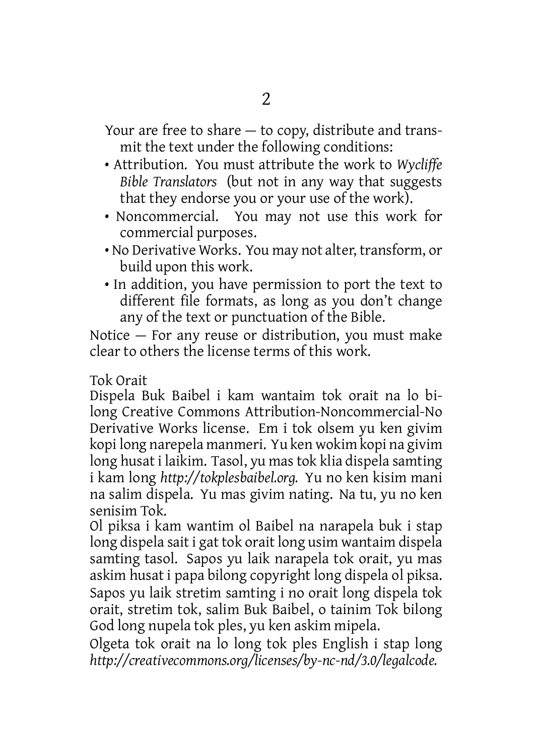Your are free to share — to copy, distribute and transmit the text under the following conditions:

- Attribution. You must attribute the work to *Wycliffe Bible Translators* (but not in any way that suggests that they endorse you or your use of the work).
- Noncommercial. You may not use this work for commercial purposes.
- No Derivative Works. You may not alter, transform, or build upon this work.
- In addition, you have permission to port the text to different file formats, as long as you don't change any of the text or punctuation of the Bible.

Notice — For any reuse or distribution, you must make clear to others the license terms of this work.

Tok Orait

Dispela Buk Baibel i kam wantaim tok orait na lo bilong Creative Commons Attribution-Noncommercial-No Derivative Works license. Em i tok olsem yu ken givim kopi long narepela manmeri. Yu ken wokim kopi na givim long husat i laikim. Tasol, yu mas tok klia dispela samting i kam long *http://tokplesbaibel.org.* Yu no ken kisim mani na salim dispela. Yu mas givim nating. Na tu, yu no ken senisim Tok.

Ol piksa i kam wantim ol Baibel na narapela buk i stap long dispela sait i gat tok orait long usim wantaim dispela samting tasol. Sapos yu laik narapela tok orait, yu mas askim husat i papa bilong copyright long dispela ol piksa. Sapos yu laik stretim samting i no orait long dispela tok orait, stretim tok, salim Buk Baibel, o tainim Tok bilong God long nupela tok ples, yu ken askim mipela.

Olgeta tok orait na lo long tok ples English i stap long *http://creativecommons.org/licenses/by-nc-nd/3.0/legalcode.*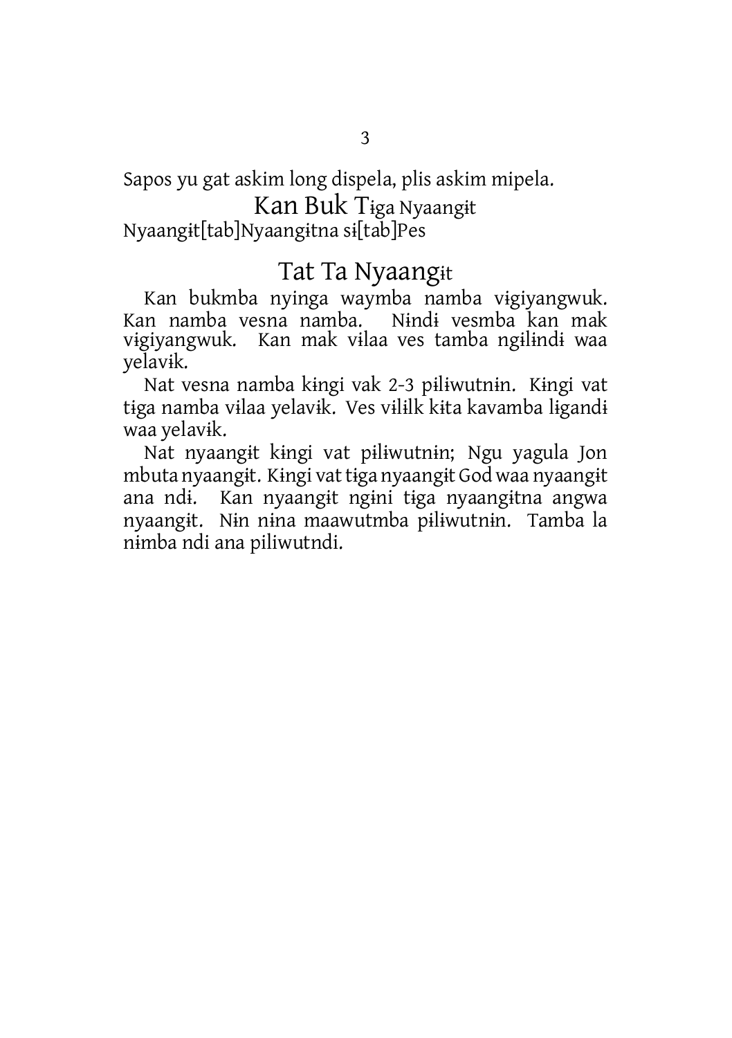Sapos yu gat askim long dispela, plis askim mipela.

## Kan Buk Tɨga Nyaangɨt

Nyaangɨt[tab]Nyaangɨtna sɨ[tab]Pes

## Tat Ta Nyaangɨt

Kan bukmba nyinga waymba namba vɨgiyangwuk. Kan namba vesna namba. Nɨndɨ vesmba kan mak vɨgiyangwuk. Kan mak vɨlaa ves tamba ngɨlɨndɨ waa yelavɨk.

Nat vesna namba kɨngi vak 2-3 pɨlɨwutnɨn. Kɨngi vat tɨga namba vɨlaa yelavɨk. Ves vɨlɨlk kɨta kavamba lɨgandɨ waa yelavɨk.

Nat nyaangɨt kɨngi vat pɨlɨwutnɨn; Ngu yagula Jon mbuta nyaangɨt. Kɨngi vat tɨga nyaangɨt God waa nyaangɨt ana ndɨ. Kan nyaangɨt ngɨni tɨga nyaangɨtna angwa nyaangɨt. Nɨn nɨna maawutmba pɨlɨwutnɨn. Tamba la nɨmba ndi ana piliwutndi.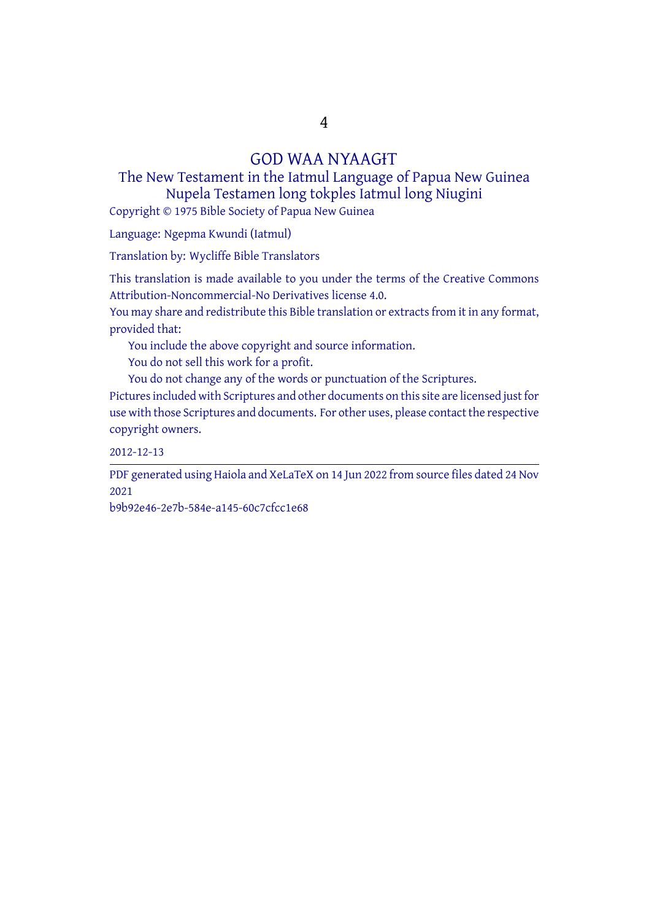# GOD WAA NYAAGꞮT

## The New Testament in the Iatmul Language of Papua New Guinea
## Nupela Testamen long tokples Iatmul long Niugini

Copyright © 1975 Bible Society of Papua New Guinea

Language: Ngepma Kwundi (Iatmul)

Translation by: Wycliffe Bible Translators

This translation is made available to you under the terms of the Creative Commons Attribution-Noncommercial-No Derivatives license 4.0.

You may share and redistribute this Bible translation or extracts from it in any format, provided that:

- You include the above copyright and source information.
- You do not sell this work for a profit.
- You do not change any of the words or punctuation of the Scriptures.

Pictures included with Scriptures and other documents on this site are licensed just for use with those Scriptures and documents. For other uses, please contact the respective copyright owners.

2012-12-13

---

PDF generated using Haiola and XeLaTeX on 14 Jun 2022 from source files dated 24 Nov 2021

b9b92e46-2e7b-584e-a145-60c7cfcc1e68